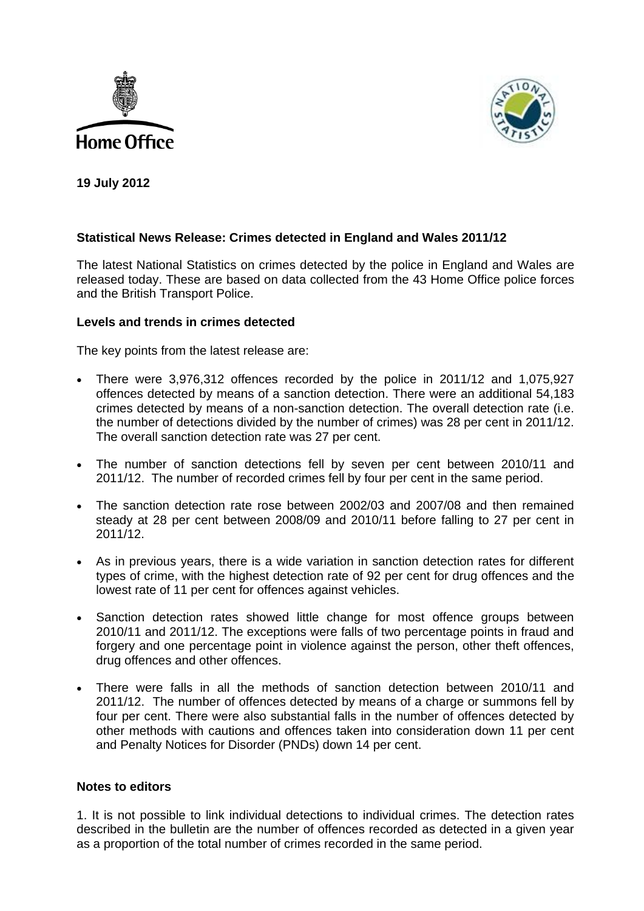Home Office

**19 July 2012**

## Statistical News Release: Crimes detected in England and Wales 2011/12

The latest National Statistics on crimes detected by the police in England and Wales are released today. These are based on data collected from the 43 Home Office police forces and the British Transport Police.

### Levels and trends in crimes detected

The key points from the latest release are:

- There were 3,976,312 offences recorded by the police in 2011/12 and 1,075,927 offences detected by means of a sanction detection. There were an additional 54,183 crimes detected by means of a non-sanction detection. The overall detection rate (i.e. the number of detections divided by the number of crimes) was 28 per cent in 2011/12. The overall sanction detection rate was 27 per cent.
- The number of sanction detections fell by seven per cent between 2010/11 and 2011/12. The number of recorded crimes fell by four per cent in the same period.
- The sanction detection rate rose between 2002/03 and 2007/08 and then remained steady at 28 per cent between 2008/09 and 2010/11 before falling to 27 per cent in 2011/12.
- As in previous years, there is a wide variation in sanction detection rates for different types of crime, with the highest detection rate of 92 per cent for drug offences and the lowest rate of 11 per cent for offences against vehicles.
- Sanction detection rates showed little change for most offence groups between 2010/11 and 2011/12. The exceptions were falls of two percentage points in fraud and forgery and one percentage point in violence against the person, other theft offences, drug offences and other offences.
- There were falls in all the methods of sanction detection between 2010/11 and 2011/12. The number of offences detected by means of a charge or summons fell by four per cent. There were also substantial falls in the number of offences detected by other methods with cautions and offences taken into consideration down 11 per cent and Penalty Notices for Disorder (PNDs) down 14 per cent.

### Notes to editors

1. It is not possible to link individual detections to individual crimes. The detection rates described in the bulletin are the number of offences recorded as detected in a given year as a proportion of the total number of crimes recorded in the same period.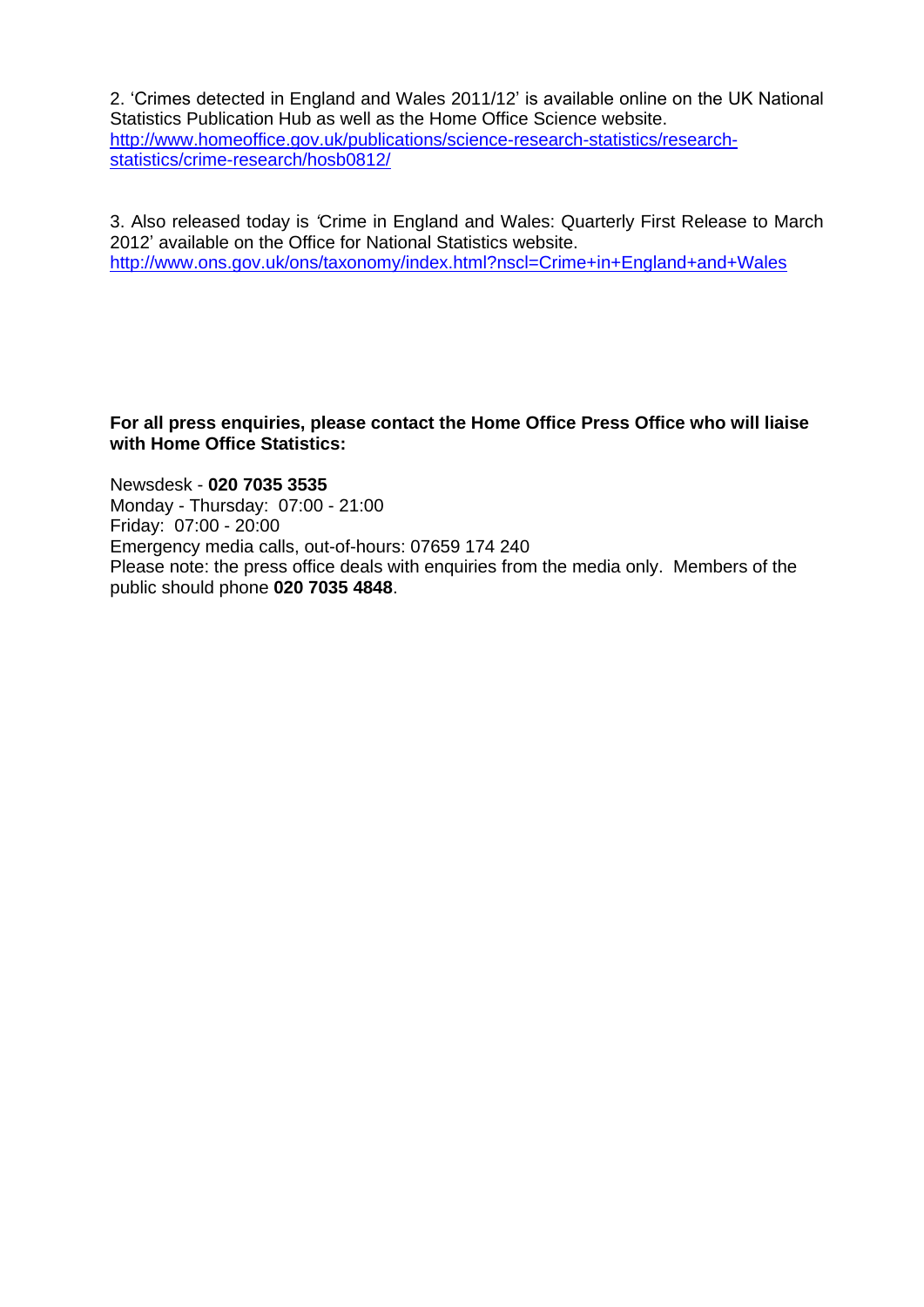2. 'Crimes detected in England and Wales 2011/12' is available online on the UK National Statistics Publication Hub as well as the Home Office Science website.
http://www.homeoffice.gov.uk/publications/science-research-statistics/research-statistics/crime-research/hosb0812/

3. Also released today is 'Crime in England and Wales: Quarterly First Release to March 2012' available on the Office for National Statistics website.
http://www.ons.gov.uk/ons/taxonomy/index.html?nscl=Crime+in+England+and+Wales

**For all press enquiries, please contact the Home Office Press Office who will liaise with Home Office Statistics:**

Newsdesk - **020 7035 3535**
Monday - Thursday: 07:00 - 21:00
Friday: 07:00 - 20:00
Emergency media calls, out-of-hours: 07659 174 240
Please note: the press office deals with enquiries from the media only. Members of the public should phone **020 7035 4848**.